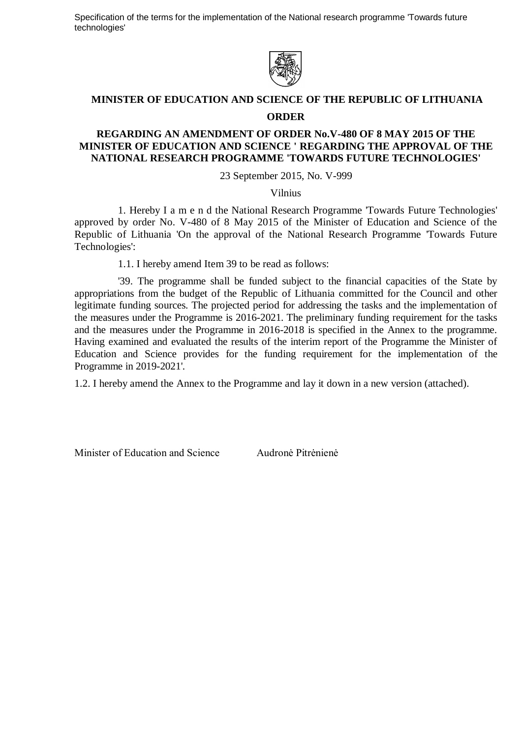**MINISTER OF EDUCATION AND SCIENCE OF THE REPUBLIC OF LITHUANIA**

**ORDER**

**REGARDING AN AMENDMENT OF ORDER No.V-480 OF 8 MAY 2015 OF THE MINISTER OF EDUCATION AND SCIENCE ' REGARDING THE APPROVAL OF THE NATIONAL RESEARCH PROGRAMME 'TOWARDS FUTURE TECHNOLOGIES'**

23 September 2015, No. V-999

Vilnius

1. Hereby I a m e n d the National Research Programme 'Towards Future Technologies' approved by order No. V-480 of 8 May 2015 of the Minister of Education and Science of the Republic of Lithuania 'On the approval of the National Research Programme 'Towards Future Technologies':

1.1. I hereby amend Item 39 to be read as follows:

'39. The programme shall be funded subject to the financial capacities of the State by appropriations from the budget of the Republic of Lithuania committed for the Council and other legitimate funding sources. The projected period for addressing the tasks and the implementation of the measures under the Programme is 2016-2021. The preliminary funding requirement for the tasks and the measures under the Programme in 2016-2018 is specified in the Annex to the programme. Having examined and evaluated the results of the interim report of the Programme the Minister of Education and Science provides for the funding requirement for the implementation of the Programme in 2019-2021'.

1.2. I hereby amend the Annex to the Programme and lay it down in a new version (attached).

Minister of Education and Science Audronė Pitrėnienė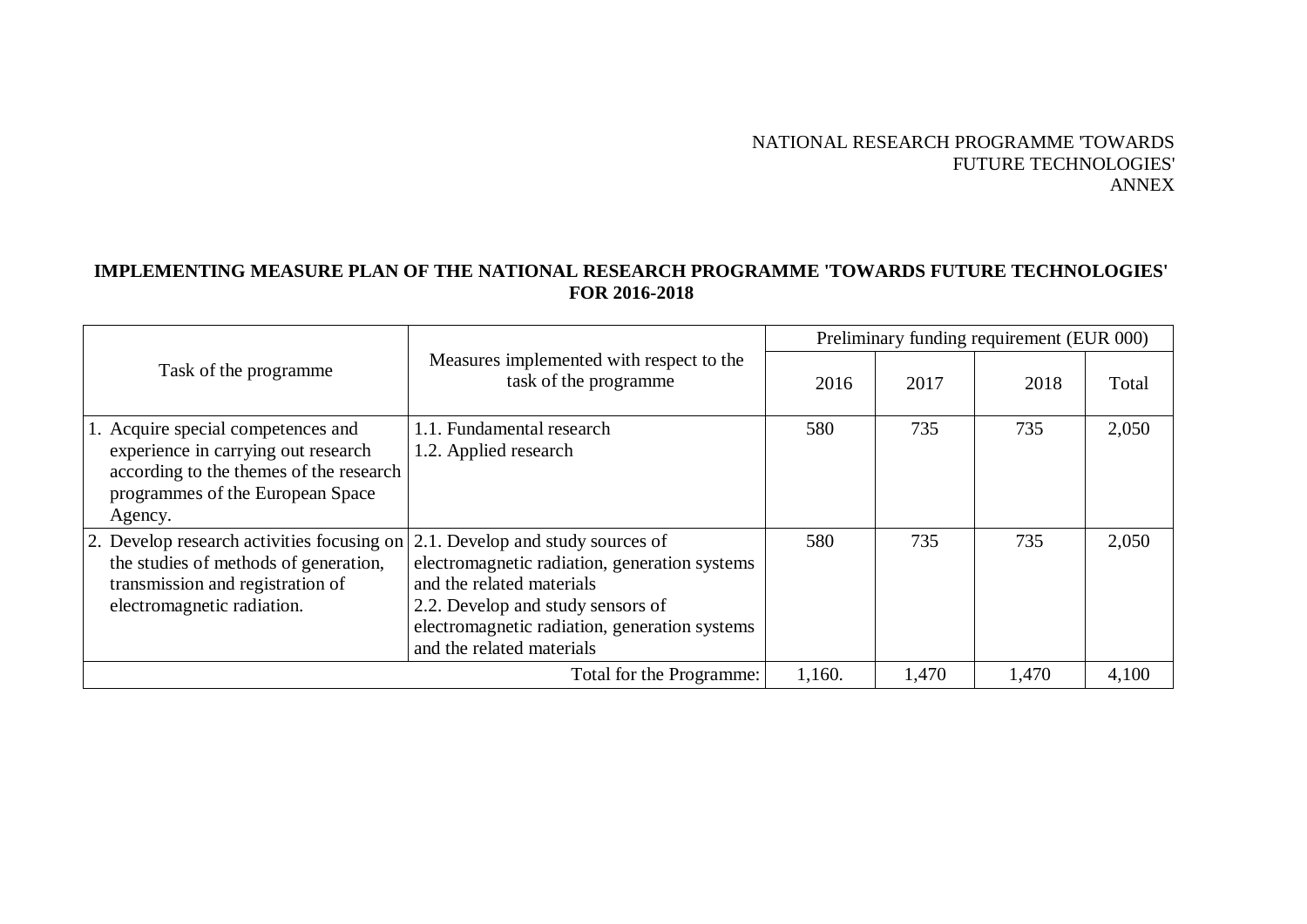NATIONAL RESEARCH PROGRAMME 'TOWARDS FUTURE TECHNOLOGIES'
ANNEX

**IMPLEMENTING MEASURE PLAN OF THE NATIONAL RESEARCH PROGRAMME 'TOWARDS FUTURE TECHNOLOGIES' FOR 2016-2018**

| Task of the programme | Measures implemented with respect to the task of the programme | Preliminary funding requirement (EUR 000) | | | |
|---|---|---|---|---|---|
| | | 2016 | 2017 | 2018 | Total |
| 1. Acquire special competences and experience in carrying out research according to the themes of the research programmes of the European Space Agency. | 1.1. Fundamental research<br>1.2. Applied research | 580 | 735 | 735 | 2,050 |
| 2. Develop research activities focusing on the studies of methods of generation, transmission and registration of electromagnetic radiation. | 2.1. Develop and study sources of electromagnetic radiation, generation systems and the related materials<br>2.2. Develop and study sensors of electromagnetic radiation, generation systems and the related materials | 580 | 735 | 735 | 2,050 |
| | Total for the Programme: | 1,160. | 1,470 | 1,470 | 4,100 |